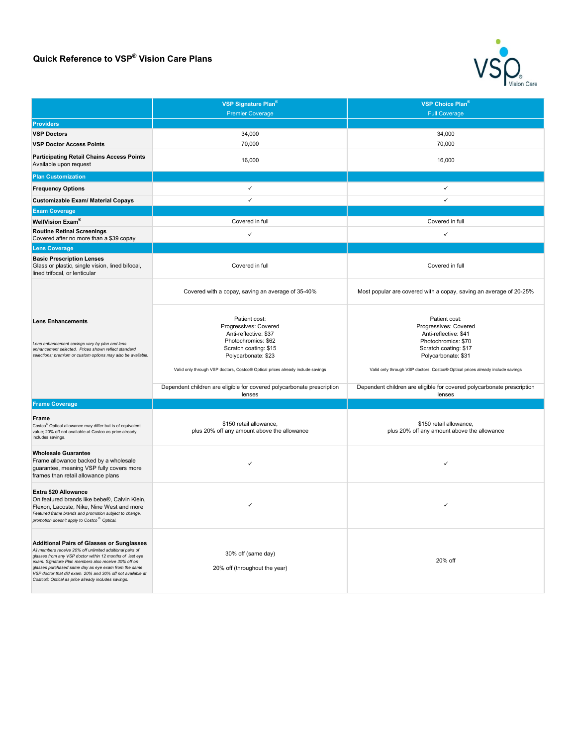# Quick Reference to VSP® Vision Care Plans

| | VSP Signature Plan® Premier Coverage | VSP Choice Plan® Full Coverage |
|---|---|---|
| **Providers** | | |
| **VSP Doctors** | 34,000 | 34,000 |
| **VSP Doctor Access Points** | 70,000 | 70,000 |
| **Participating Retail Chains Access Points** Available upon request | 16,000 | 16,000 |
| **Plan Customization** | | |
| **Frequency Options** | ✓ | ✓ |
| **Customizable Exam/ Material Copays** | ✓ | ✓ |
| **Exam Coverage** | | |
| **WellVision Exam®** | Covered in full | Covered in full |
| **Routine Retinal Screenings** Covered after no more than a $39 copay | ✓ | ✓ |
| **Lens Coverage** | | |
| **Basic Prescription Lenses** Glass or plastic, single vision, lined bifocal, lined trifocal, or lenticular | Covered in full | Covered in full |
| **Lens Enhancements** *Lens enhancement savings vary by plan and lens enhancement selected. Prices shown reflect standard selections; premium or custom options may also be available.* | Covered with a copay, saving an average of 35-40% | Most popular are covered with a copay, saving an average of 20-25% |
| | Patient cost: Progressives: Covered Anti-reflective: $37 Photochromics: $62 Scratch coating: $15 Polycarbonate: $23 Valid only through VSP doctors, Costco® Optical prices already include savings | Patient cost: Progressives: Covered Anti-reflective: $41 Photochromics: $70 Scratch coating: $17 Polycarbonate: $31 Valid only through VSP doctors, Costco® Optical prices already include savings |
| | Dependent children are eligible for covered polycarbonate prescription lenses | Dependent children are eligible for covered polycarbonate prescription lenses |
| **Frame Coverage** | | |
| **Frame** Costco® Optical allowance may differ but is of equivalent value; 20% off not available at Costco as price already includes savings. | $150 retail allowance, plus 20% off any amount above the allowance | $150 retail allowance, plus 20% off any amount above the allowance |
| **Wholesale Guarantee** Frame allowance backed by a wholesale guarantee, meaning VSP fully covers more frames than retail allowance plans | ✓ | ✓ |
| **Extra $20 Allowance** On featured brands like bebe®, Calvin Klein, Flexon, Lacoste, Nike, Nine West and more *Featured frame brands and promotion subject to change, promotion doesn't apply to Costco® Optical.* | ✓ | ✓ |
| **Additional Pairs of Glasses or Sunglasses** *All members receive 20% off unlimited additional pairs of glasses from any VSP doctor within 12 months of last eye exam. Signature Plan members also receive 30% off on glasses purchased same day as eye exam from the same VSP doctor that did exam. 20% and 30% off not available at Costco® Optical as price already includes savings.* | 30% off (same day) 20% off (throughout the year) | 20% off |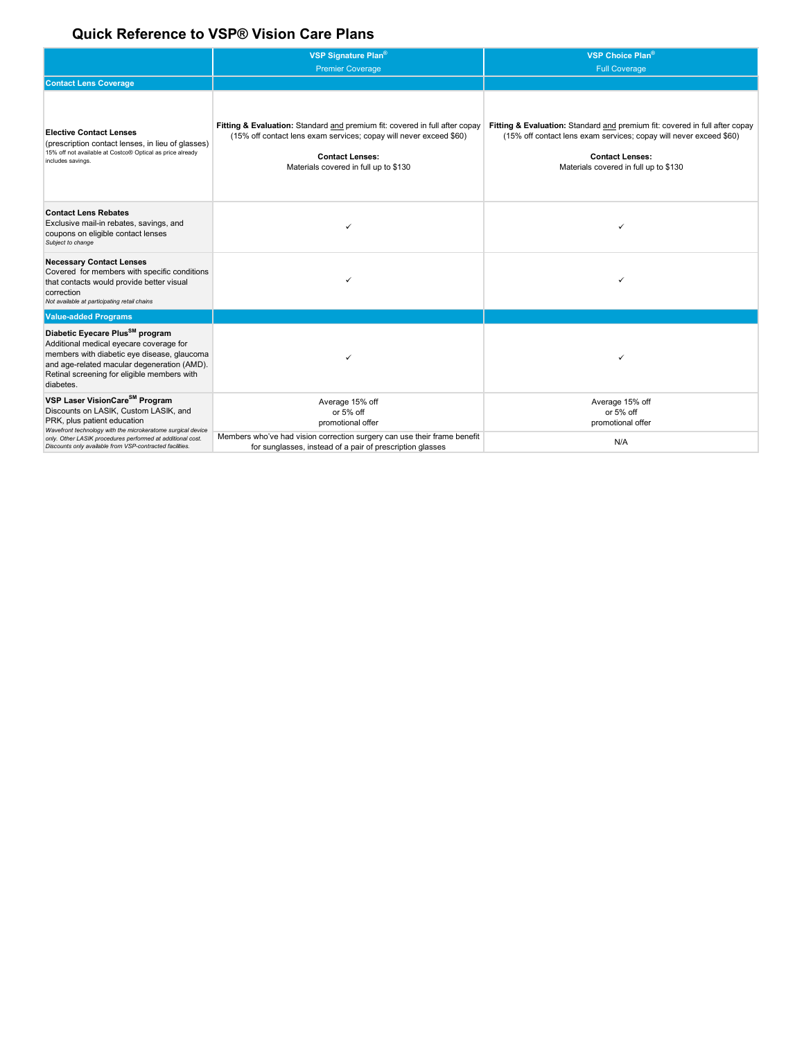## Quick Reference to VSP® Vision Care Plans

| | VSP Signature Plan® Premier Coverage | VSP Choice Plan® Full Coverage |
|---|---|---|
| **Contact Lens Coverage** | | |
| **Elective Contact Lenses** (prescription contact lenses, in lieu of glasses) *15% off not available at Costco® Optical as price already includes savings.* | **Fitting & Evaluation:** Standard and premium fit: covered in full after copay (15% off contact lens exam services; copay will never exceed $60) **Contact Lenses:** Materials covered in full up to $130 | **Fitting & Evaluation:** Standard and premium fit: covered in full after copay (15% off contact lens exam services; copay will never exceed $60) **Contact Lenses:** Materials covered in full up to $130 |
| **Contact Lens Rebates** Exclusive mail-in rebates, savings, and coupons on eligible contact lenses *Subject to change* | ✓ | ✓ |
| **Necessary Contact Lenses** Covered for members with specific conditions that contacts would provide better visual correction *Not available at participating retail chains* | ✓ | ✓ |
| **Value-added Programs** | | |
| **Diabetic Eyecare Plus℠ program** Additional medical eyecare coverage for members with diabetic eye disease, glaucoma and age-related macular degeneration (AMD). Retinal screening for eligible members with diabetes. | ✓ | ✓ |
| **VSP Laser VisionCare℠ Program** Discounts on LASIK, Custom LASIK, and PRK, plus patient education *Wavefront technology with the microkeratome surgical device only. Other LASIK procedures performed at additional cost. Discounts only available from VSP-contracted facilities.* | Average 15% off or 5% off promotional offer | Average 15% off or 5% off promotional offer |
| | Members who've had vision correction surgery can use their frame benefit for sunglasses, instead of a pair of prescription glasses | N/A |